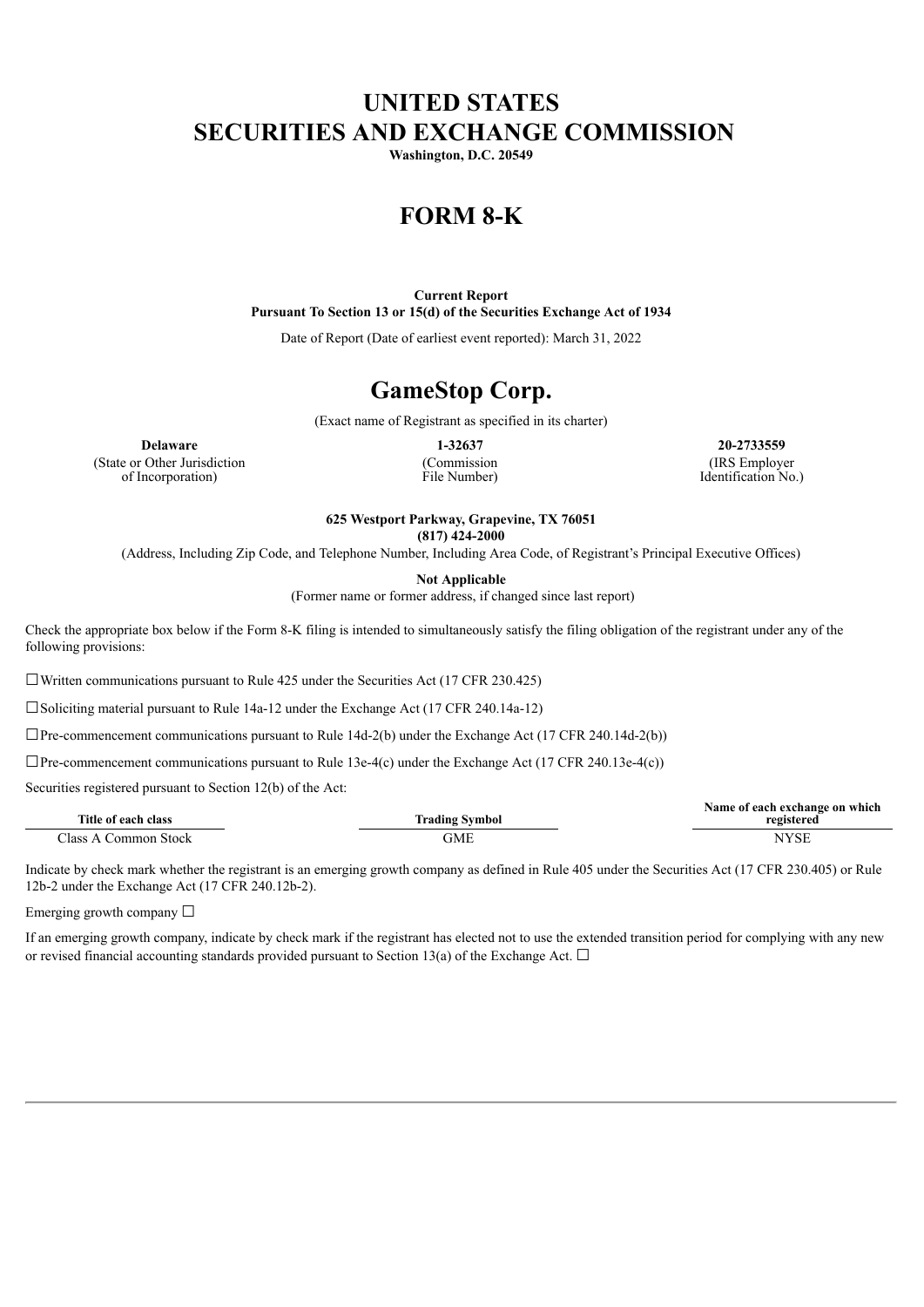# UNITED STATES
# SECURITIES AND EXCHANGE COMMISSION

**Washington, D.C. 20549**

# FORM 8-K

**Current Report**
**Pursuant To Section 13 or 15(d) of the Securities Exchange Act of 1934**

Date of Report (Date of earliest event reported): March 31, 2022

# GameStop Corp.

(Exact name of Registrant as specified in its charter)

| **Delaware** | **1-32637** | **20-2733559** |
|---|---|---|
| (State or Other Jurisdiction of Incorporation) | (Commission File Number) | (IRS Employer Identification No.) |

**625 Westport Parkway, Grapevine, TX 76051**
**(817) 424-2000**

(Address, Including Zip Code, and Telephone Number, Including Area Code, of Registrant's Principal Executive Offices)

**Not Applicable**

(Former name or former address, if changed since last report)

Check the appropriate box below if the Form 8-K filing is intended to simultaneously satisfy the filing obligation of the registrant under any of the following provisions:

☐Written communications pursuant to Rule 425 under the Securities Act (17 CFR 230.425)

☐Soliciting material pursuant to Rule 14a-12 under the Exchange Act (17 CFR 240.14a-12)

☐Pre-commencement communications pursuant to Rule 14d-2(b) under the Exchange Act (17 CFR 240.14d-2(b))

☐Pre-commencement communications pursuant to Rule 13e-4(c) under the Exchange Act (17 CFR 240.13e-4(c))

Securities registered pursuant to Section 12(b) of the Act:

| Title of each class | Trading Symbol | Name of each exchange on which registered |
|---|---|---|
| Class A Common Stock | GME | NYSE |

Indicate by check mark whether the registrant is an emerging growth company as defined in Rule 405 under the Securities Act (17 CFR 230.405) or Rule 12b-2 under the Exchange Act (17 CFR 240.12b-2).

Emerging growth company ☐

If an emerging growth company, indicate by check mark if the registrant has elected not to use the extended transition period for complying with any new or revised financial accounting standards provided pursuant to Section 13(a) of the Exchange Act. ☐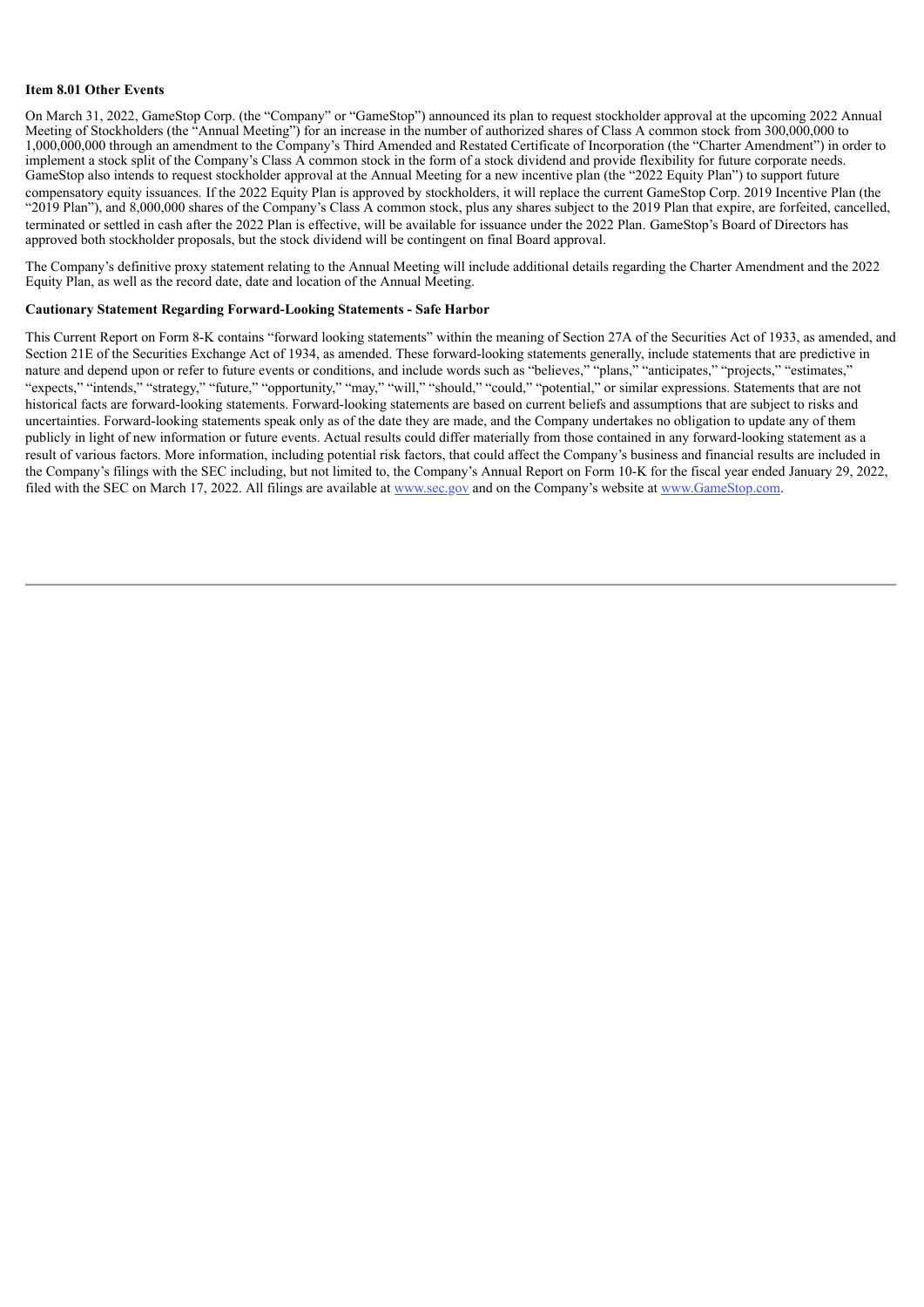**Item 8.01 Other Events**

On March 31, 2022, GameStop Corp. (the "Company" or "GameStop") announced its plan to request stockholder approval at the upcoming 2022 Annual Meeting of Stockholders (the "Annual Meeting") for an increase in the number of authorized shares of Class A common stock from 300,000,000 to 1,000,000,000 through an amendment to the Company's Third Amended and Restated Certificate of Incorporation (the "Charter Amendment") in order to implement a stock split of the Company's Class A common stock in the form of a stock dividend and provide flexibility for future corporate needs. GameStop also intends to request stockholder approval at the Annual Meeting for a new incentive plan (the "2022 Equity Plan") to support future compensatory equity issuances. If the 2022 Equity Plan is approved by stockholders, it will replace the current GameStop Corp. 2019 Incentive Plan (the "2019 Plan"), and 8,000,000 shares of the Company's Class A common stock, plus any shares subject to the 2019 Plan that expire, are forfeited, cancelled, terminated or settled in cash after the 2022 Plan is effective, will be available for issuance under the 2022 Plan. GameStop's Board of Directors has approved both stockholder proposals, but the stock dividend will be contingent on final Board approval.

The Company's definitive proxy statement relating to the Annual Meeting will include additional details regarding the Charter Amendment and the 2022 Equity Plan, as well as the record date, date and location of the Annual Meeting.

**Cautionary Statement Regarding Forward-Looking Statements - Safe Harbor**

This Current Report on Form 8-K contains "forward looking statements" within the meaning of Section 27A of the Securities Act of 1933, as amended, and Section 21E of the Securities Exchange Act of 1934, as amended. These forward-looking statements generally, include statements that are predictive in nature and depend upon or refer to future events or conditions, and include words such as "believes," "plans," "anticipates," "projects," "estimates," "expects," "intends," "strategy," "future," "opportunity," "may," "will," "should," "could," "potential," or similar expressions. Statements that are not historical facts are forward-looking statements. Forward-looking statements are based on current beliefs and assumptions that are subject to risks and uncertainties. Forward-looking statements speak only as of the date they are made, and the Company undertakes no obligation to update any of them publicly in light of new information or future events. Actual results could differ materially from those contained in any forward-looking statement as a result of various factors. More information, including potential risk factors, that could affect the Company's business and financial results are included in the Company's filings with the SEC including, but not limited to, the Company's Annual Report on Form 10-K for the fiscal year ended January 29, 2022, filed with the SEC on March 17, 2022. All filings are available at www.sec.gov and on the Company's website at www.GameStop.com.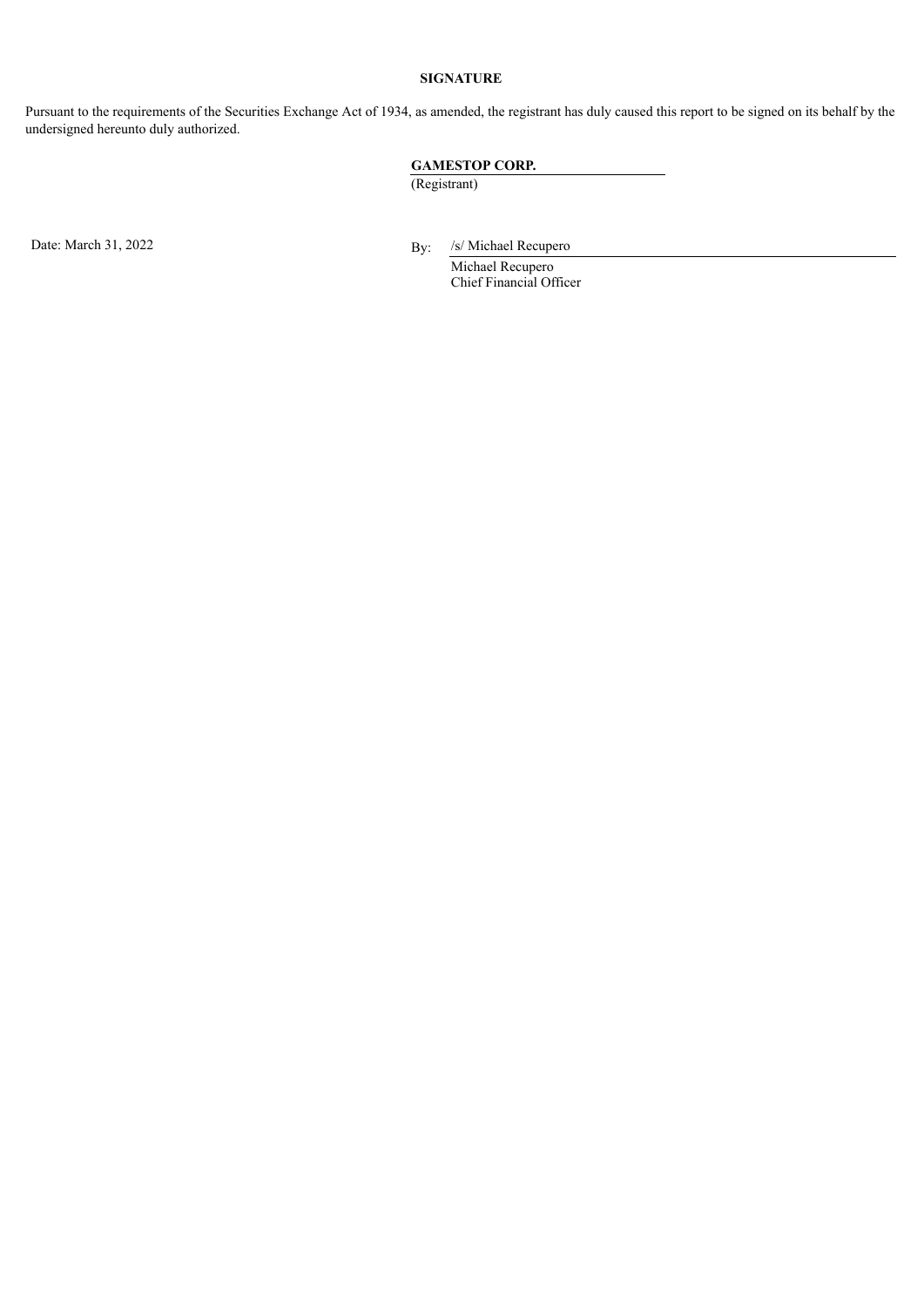## SIGNATURE

Pursuant to the requirements of the Securities Exchange Act of 1934, as amended, the registrant has duly caused this report to be signed on its behalf by the undersigned hereunto duly authorized.

**GAMESTOP CORP.**
(Registrant)

Date: March 31, 2022

By: /s/ Michael Recupero
Michael Recupero
Chief Financial Officer